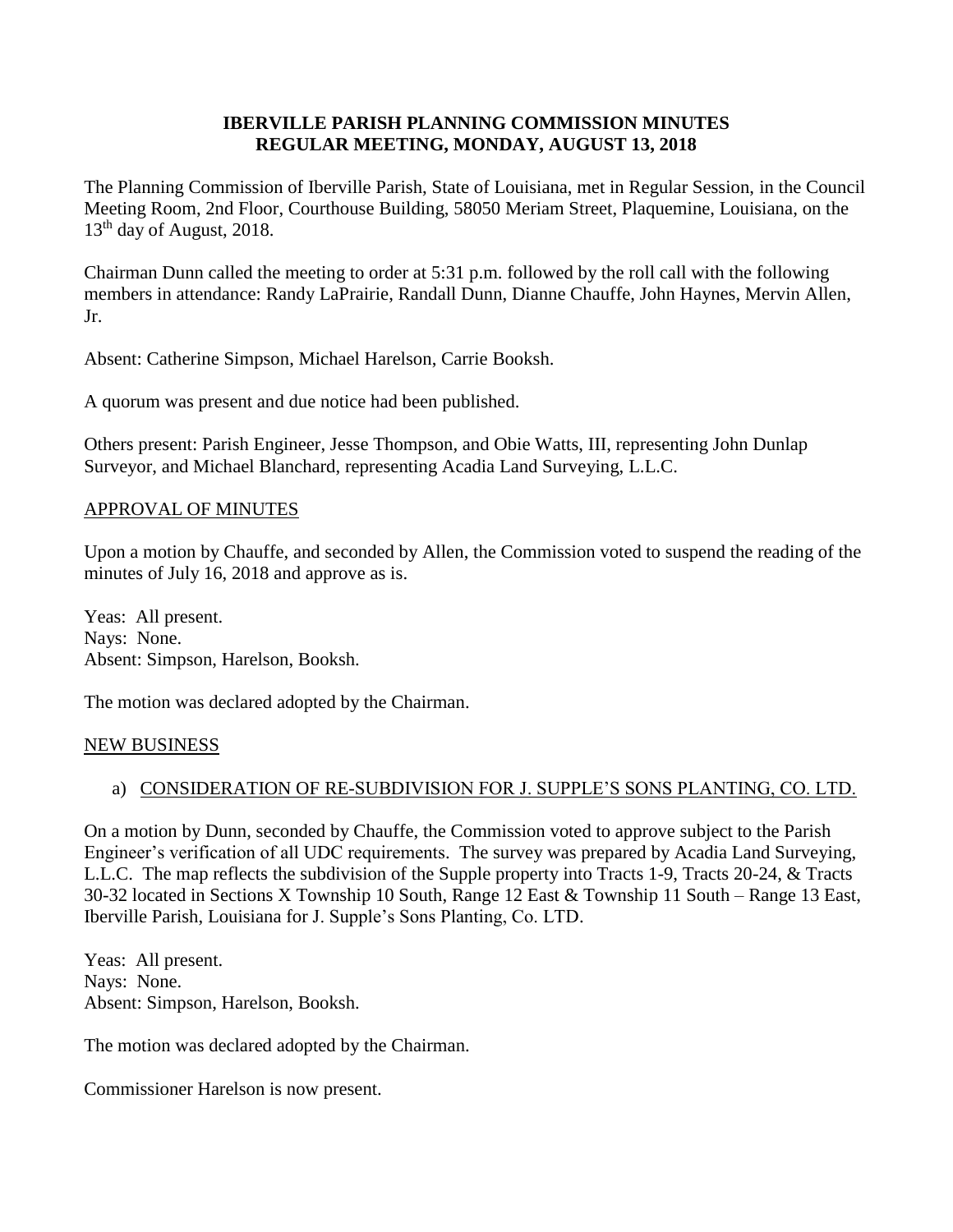# IBERVILLE PARISH PLANNING COMMISSION MINUTES
## REGULAR MEETING, MONDAY, AUGUST 13, 2018

The Planning Commission of Iberville Parish, State of Louisiana, met in Regular Session, in the Council Meeting Room, 2nd Floor, Courthouse Building, 58050 Meriam Street, Plaquemine, Louisiana, on the 13th day of August, 2018.

Chairman Dunn called the meeting to order at 5:31 p.m. followed by the roll call with the following members in attendance: Randy LaPrairie, Randall Dunn, Dianne Chauffe, John Haynes, Mervin Allen, Jr.

Absent: Catherine Simpson, Michael Harelson, Carrie Booksh.

A quorum was present and due notice had been published.

Others present: Parish Engineer, Jesse Thompson, and Obie Watts, III, representing John Dunlap Surveyor, and Michael Blanchard, representing Acadia Land Surveying, L.L.C.

APPROVAL OF MINUTES

Upon a motion by Chauffe, and seconded by Allen, the Commission voted to suspend the reading of the minutes of July 16, 2018 and approve as is.

Yeas: All present.
Nays: None.
Absent: Simpson, Harelson, Booksh.

The motion was declared adopted by the Chairman.

NEW BUSINESS

a) CONSIDERATION OF RE-SUBDIVISION FOR J. SUPPLE'S SONS PLANTING, CO. LTD.

On a motion by Dunn, seconded by Chauffe, the Commission voted to approve subject to the Parish Engineer's verification of all UDC requirements. The survey was prepared by Acadia Land Surveying, L.L.C. The map reflects the subdivision of the Supple property into Tracts 1-9, Tracts 20-24, & Tracts 30-32 located in Sections X Township 10 South, Range 12 East & Township 11 South – Range 13 East, Iberville Parish, Louisiana for J. Supple's Sons Planting, Co. LTD.

Yeas: All present.
Nays: None.
Absent: Simpson, Harelson, Booksh.

The motion was declared adopted by the Chairman.

Commissioner Harelson is now present.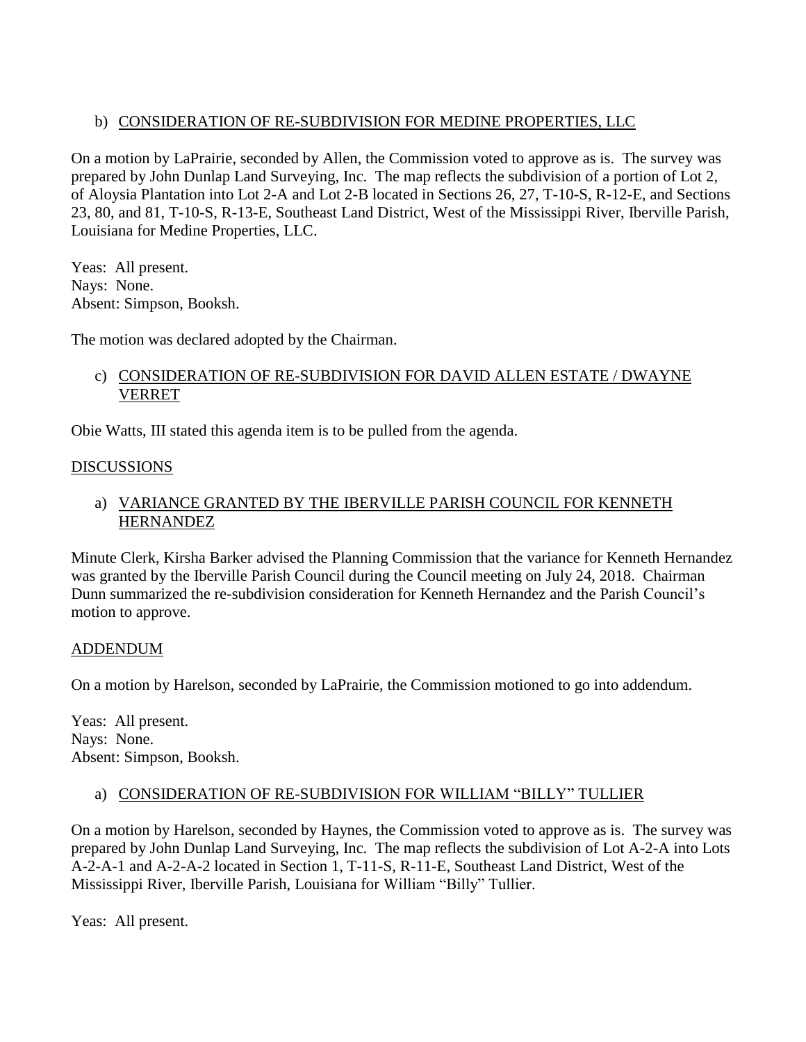b) CONSIDERATION OF RE-SUBDIVISION FOR MEDINE PROPERTIES, LLC

On a motion by LaPrairie, seconded by Allen, the Commission voted to approve as is. The survey was prepared by John Dunlap Land Surveying, Inc. The map reflects the subdivision of a portion of Lot 2, of Aloysia Plantation into Lot 2-A and Lot 2-B located in Sections 26, 27, T-10-S, R-12-E, and Sections 23, 80, and 81, T-10-S, R-13-E, Southeast Land District, West of the Mississippi River, Iberville Parish, Louisiana for Medine Properties, LLC.

Yeas: All present.
Nays: None.
Absent: Simpson, Booksh.

The motion was declared adopted by the Chairman.

c) CONSIDERATION OF RE-SUBDIVISION FOR DAVID ALLEN ESTATE / DWAYNE VERRET

Obie Watts, III stated this agenda item is to be pulled from the agenda.

DISCUSSIONS

a) VARIANCE GRANTED BY THE IBERVILLE PARISH COUNCIL FOR KENNETH HERNANDEZ

Minute Clerk, Kirsha Barker advised the Planning Commission that the variance for Kenneth Hernandez was granted by the Iberville Parish Council during the Council meeting on July 24, 2018. Chairman Dunn summarized the re-subdivision consideration for Kenneth Hernandez and the Parish Council's motion to approve.

ADDENDUM

On a motion by Harelson, seconded by LaPrairie, the Commission motioned to go into addendum.

Yeas: All present.
Nays: None.
Absent: Simpson, Booksh.

a) CONSIDERATION OF RE-SUBDIVISION FOR WILLIAM "BILLY" TULLIER

On a motion by Harelson, seconded by Haynes, the Commission voted to approve as is. The survey was prepared by John Dunlap Land Surveying, Inc. The map reflects the subdivision of Lot A-2-A into Lots A-2-A-1 and A-2-A-2 located in Section 1, T-11-S, R-11-E, Southeast Land District, West of the Mississippi River, Iberville Parish, Louisiana for William "Billy" Tullier.

Yeas: All present.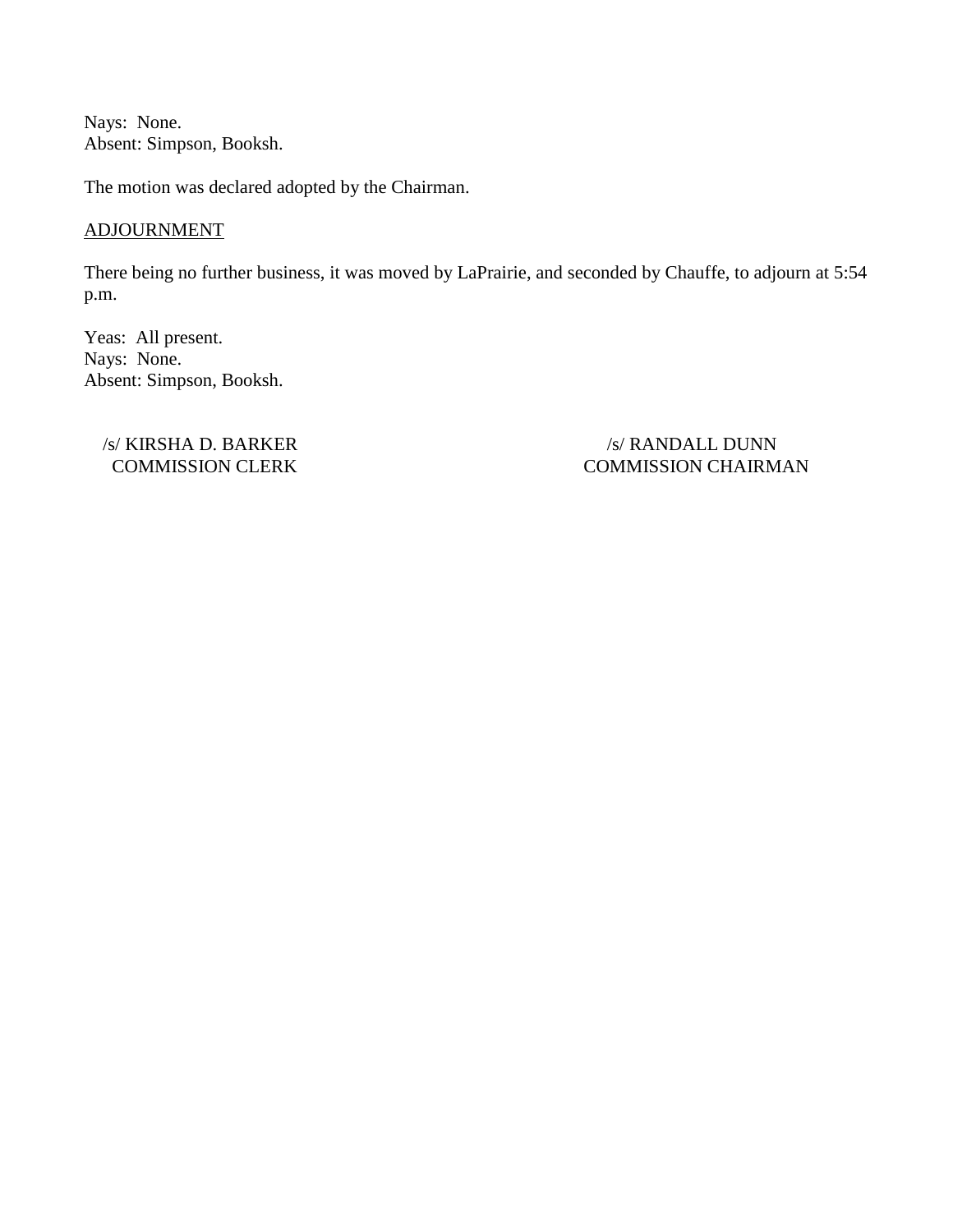Nays: None.
Absent: Simpson, Booksh.

The motion was declared adopted by the Chairman.

<u>ADJOURNMENT</u>

There being no further business, it was moved by LaPrairie, and seconded by Chauffe, to adjourn at 5:54 p.m.

Yeas: All present.
Nays: None.
Absent: Simpson, Booksh.

/s/ KIRSHA D. BARKER
COMMISSION CLERK

/s/ RANDALL DUNN
COMMISSION CHAIRMAN